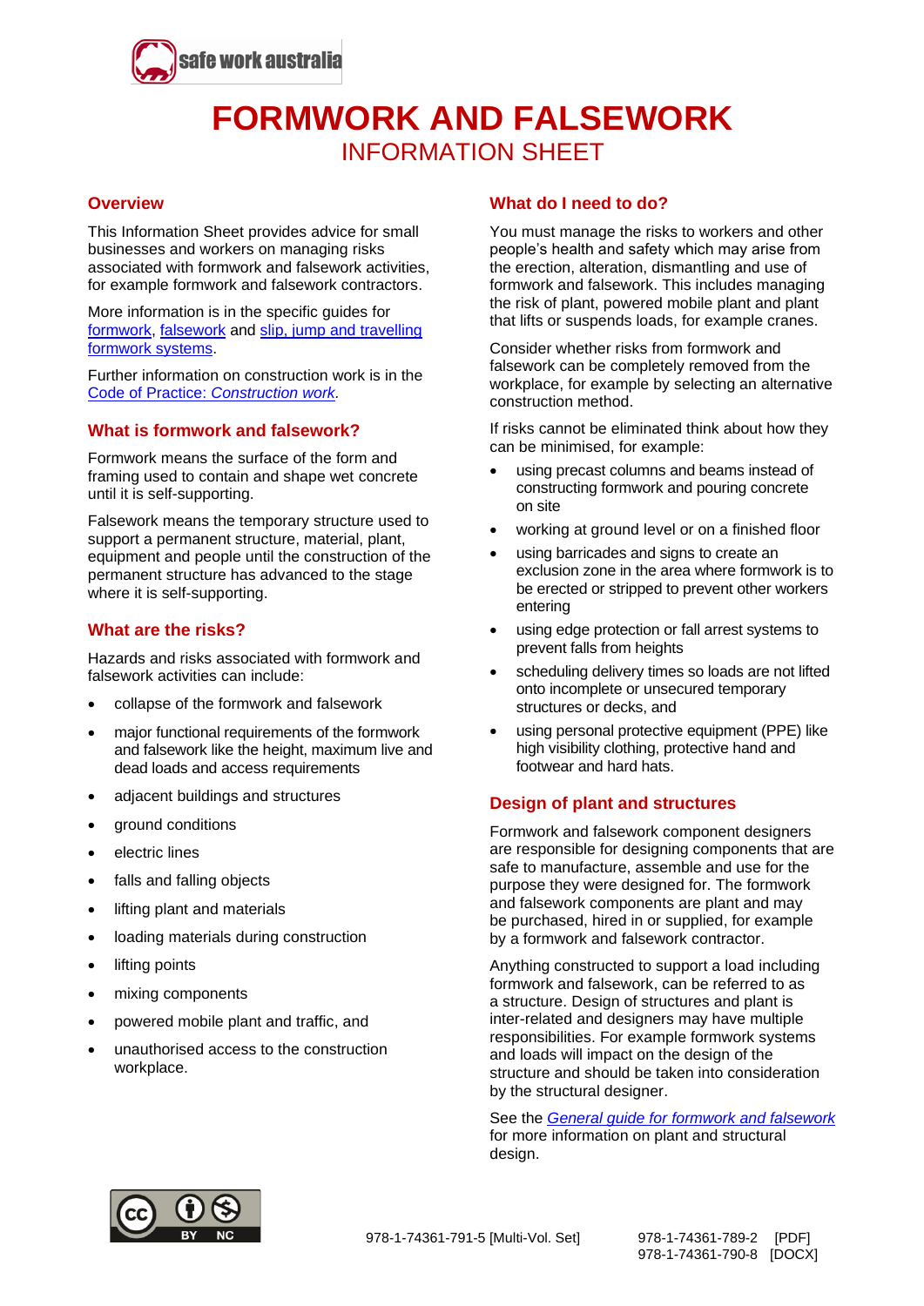# FORMWORK AND FALSEWORK

## INFORMATION SHEET

### Overview

This Information Sheet provides advice for small businesses and workers on managing risks associated with formwork and falsework activities, for example formwork and falsework contractors.

More information is in the specific guides for formwork, falsework and slip, jump and travelling formwork systems.

Further information on construction work is in the Code of Practice: *Construction work*.

### What is formwork and falsework?

Formwork means the surface of the form and framing used to contain and shape wet concrete until it is self-supporting.

Falsework means the temporary structure used to support a permanent structure, material, plant, equipment and people until the construction of the permanent structure has advanced to the stage where it is self-supporting.

### What are the risks?

Hazards and risks associated with formwork and falsework activities can include:

- collapse of the formwork and falsework
- major functional requirements of the formwork and falsework like the height, maximum live and dead loads and access requirements
- adjacent buildings and structures
- ground conditions
- electric lines
- falls and falling objects
- lifting plant and materials
- loading materials during construction
- lifting points
- mixing components
- powered mobile plant and traffic, and
- unauthorised access to the construction workplace.

### What do I need to do?

You must manage the risks to workers and other people's health and safety which may arise from the erection, alteration, dismantling and use of formwork and falsework. This includes managing the risk of plant, powered mobile plant and plant that lifts or suspends loads, for example cranes.

Consider whether risks from formwork and falsework can be completely removed from the workplace, for example by selecting an alternative construction method.

If risks cannot be eliminated think about how they can be minimised, for example:

- using precast columns and beams instead of constructing formwork and pouring concrete on site
- working at ground level or on a finished floor
- using barricades and signs to create an exclusion zone in the area where formwork is to be erected or stripped to prevent other workers entering
- using edge protection or fall arrest systems to prevent falls from heights
- scheduling delivery times so loads are not lifted onto incomplete or unsecured temporary structures or decks, and
- using personal protective equipment (PPE) like high visibility clothing, protective hand and footwear and hard hats.

### Design of plant and structures

Formwork and falsework component designers are responsible for designing components that are safe to manufacture, assemble and use for the purpose they were designed for. The formwork and falsework components are plant and may be purchased, hired in or supplied, for example by a formwork and falsework contractor.

Anything constructed to support a load including formwork and falsework, can be referred to as a structure. Design of structures and plant is inter-related and designers may have multiple responsibilities. For example formwork systems and loads will impact on the design of the structure and should be taken into consideration by the structural designer.

See the *General guide for formwork and falsework* for more information on plant and structural design.

978-1-74361-791-5 [Multi-Vol. Set] 978-1-74361-789-2 [PDF] 978-1-74361-790-8 [DOCX]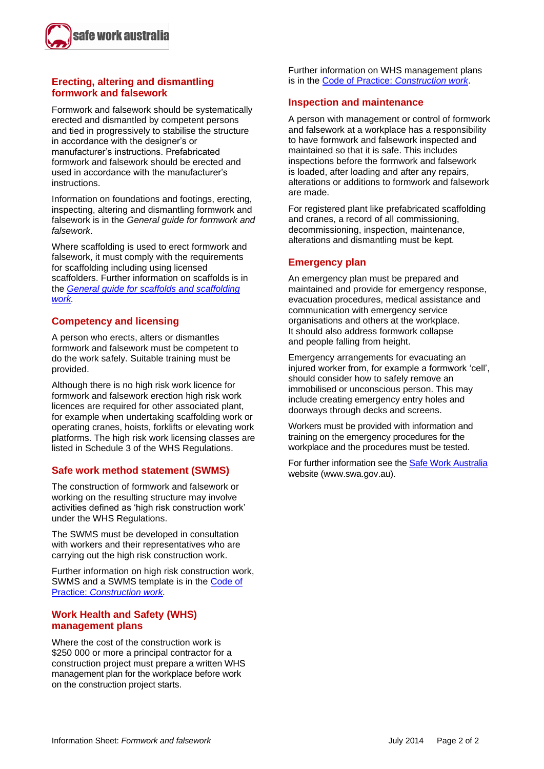## Erecting, altering and dismantling formwork and falsework

Formwork and falsework should be systematically erected and dismantled by competent persons and tied in progressively to stabilise the structure in accordance with the designer's or manufacturer's instructions. Prefabricated formwork and falsework should be erected and used in accordance with the manufacturer's instructions.

Information on foundations and footings, erecting, inspecting, altering and dismantling formwork and falsework is in the *General guide for formwork and falsework*.

Where scaffolding is used to erect formwork and falsework, it must comply with the requirements for scaffolding including using licensed scaffolders. Further information on scaffolds is in the *General guide for scaffolds and scaffolding work.*

## Competency and licensing

A person who erects, alters or dismantles formwork and falsework must be competent to do the work safely. Suitable training must be provided.

Although there is no high risk work licence for formwork and falsework erection high risk work licences are required for other associated plant, for example when undertaking scaffolding work or operating cranes, hoists, forklifts or elevating work platforms. The high risk work licensing classes are listed in Schedule 3 of the WHS Regulations.

## Safe work method statement (SWMS)

The construction of formwork and falsework or working on the resulting structure may involve activities defined as 'high risk construction work' under the WHS Regulations.

The SWMS must be developed in consultation with workers and their representatives who are carrying out the high risk construction work.

Further information on high risk construction work, SWMS and a SWMS template is in the Code of Practice: *Construction work*.

## Work Health and Safety (WHS) management plans

Where the cost of the construction work is $250 000 or more a principal contractor for a construction project must prepare a written WHS management plan for the workplace before work on the construction project starts.

Further information on WHS management plans is in the Code of Practice: *Construction work*.

## Inspection and maintenance

A person with management or control of formwork and falsework at a workplace has a responsibility to have formwork and falsework inspected and maintained so that it is safe. This includes inspections before the formwork and falsework is loaded, after loading and after any repairs, alterations or additions to formwork and falsework are made.

For registered plant like prefabricated scaffolding and cranes, a record of all commissioning, decommissioning, inspection, maintenance, alterations and dismantling must be kept.

## Emergency plan

An emergency plan must be prepared and maintained and provide for emergency response, evacuation procedures, medical assistance and communication with emergency service organisations and others at the workplace. It should also address formwork collapse and people falling from height.

Emergency arrangements for evacuating an injured worker from, for example a formwork 'cell', should consider how to safely remove an immobilised or unconscious person. This may include creating emergency entry holes and doorways through decks and screens.

Workers must be provided with information and training on the emergency procedures for the workplace and the procedures must be tested.

For further information see the Safe Work Australia website (www.swa.gov.au).